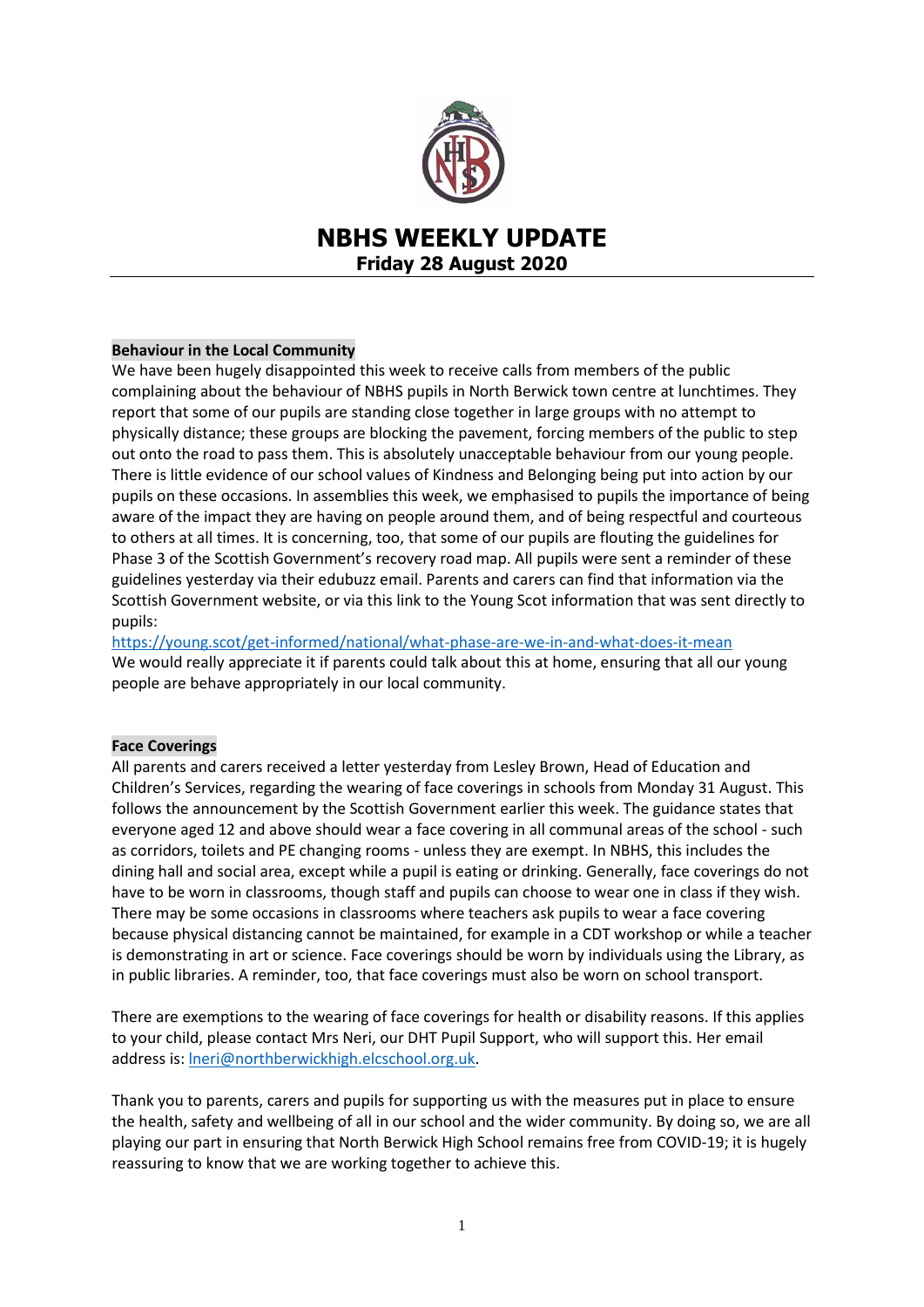# NBHS WEEKLY UPDATE

**Friday 28 August 2020**

**Behaviour in the Local Community**

We have been hugely disappointed this week to receive calls from members of the public complaining about the behaviour of NBHS pupils in North Berwick town centre at lunchtimes. They report that some of our pupils are standing close together in large groups with no attempt to physically distance; these groups are blocking the pavement, forcing members of the public to step out onto the road to pass them. This is absolutely unacceptable behaviour from our young people. There is little evidence of our school values of Kindness and Belonging being put into action by our pupils on these occasions. In assemblies this week, we emphasised to pupils the importance of being aware of the impact they are having on people around them, and of being respectful and courteous to others at all times. It is concerning, too, that some of our pupils are flouting the guidelines for Phase 3 of the Scottish Government's recovery road map. All pupils were sent a reminder of these guidelines yesterday via their edubuzz email. Parents and carers can find that information via the Scottish Government website, or via this link to the Young Scot information that was sent directly to pupils:

https://young.scot/get-informed/national/what-phase-are-we-in-and-what-does-it-mean

We would really appreciate it if parents could talk about this at home, ensuring that all our young people are behave appropriately in our local community.

**Face Coverings**

All parents and carers received a letter yesterday from Lesley Brown, Head of Education and Children's Services, regarding the wearing of face coverings in schools from Monday 31 August. This follows the announcement by the Scottish Government earlier this week. The guidance states that everyone aged 12 and above should wear a face covering in all communal areas of the school - such as corridors, toilets and PE changing rooms - unless they are exempt. In NBHS, this includes the dining hall and social area, except while a pupil is eating or drinking. Generally, face coverings do not have to be worn in classrooms, though staff and pupils can choose to wear one in class if they wish. There may be some occasions in classrooms where teachers ask pupils to wear a face covering because physical distancing cannot be maintained, for example in a CDT workshop or while a teacher is demonstrating in art or science. Face coverings should be worn by individuals using the Library, as in public libraries. A reminder, too, that face coverings must also be worn on school transport.

There are exemptions to the wearing of face coverings for health or disability reasons. If this applies to your child, please contact Mrs Neri, our DHT Pupil Support, who will support this. Her email address is: lneri@northberwickhigh.elcschool.org.uk.

Thank you to parents, carers and pupils for supporting us with the measures put in place to ensure the health, safety and wellbeing of all in our school and the wider community. By doing so, we are all playing our part in ensuring that North Berwick High School remains free from COVID-19; it is hugely reassuring to know that we are working together to achieve this.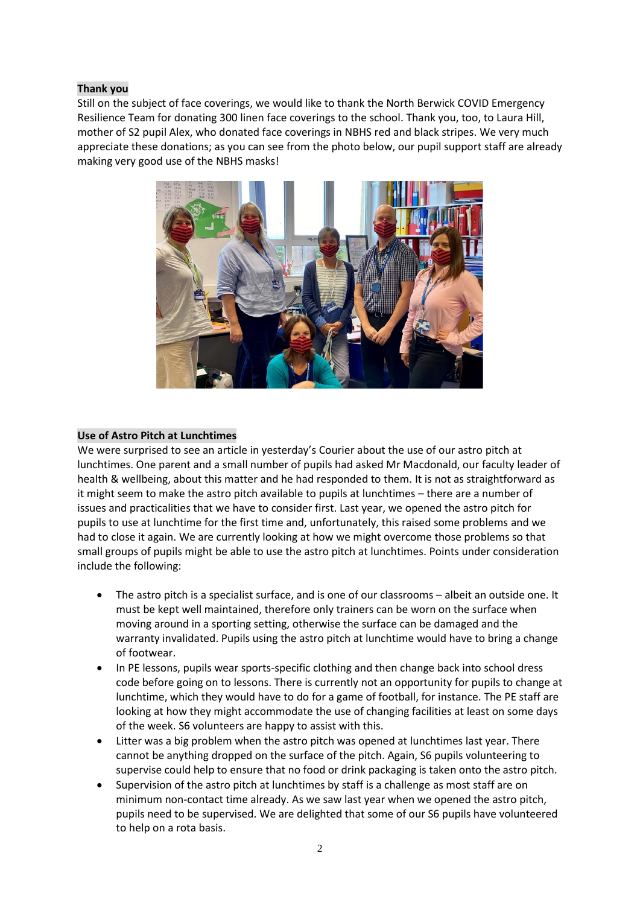**Thank you**

Still on the subject of face coverings, we would like to thank the North Berwick COVID Emergency Resilience Team for donating 300 linen face coverings to the school. Thank you, too, to Laura Hill, mother of S2 pupil Alex, who donated face coverings in NBHS red and black stripes. We very much appreciate these donations; as you can see from the photo below, our pupil support staff are already making very good use of the NBHS masks!

**Use of Astro Pitch at Lunchtimes**

We were surprised to see an article in yesterday's Courier about the use of our astro pitch at lunchtimes. One parent and a small number of pupils had asked Mr Macdonald, our faculty leader of health & wellbeing, about this matter and he had responded to them. It is not as straightforward as it might seem to make the astro pitch available to pupils at lunchtimes – there are a number of issues and practicalities that we have to consider first. Last year, we opened the astro pitch for pupils to use at lunchtime for the first time and, unfortunately, this raised some problems and we had to close it again. We are currently looking at how we might overcome those problems so that small groups of pupils might be able to use the astro pitch at lunchtimes. Points under consideration include the following:

- The astro pitch is a specialist surface, and is one of our classrooms – albeit an outside one. It must be kept well maintained, therefore only trainers can be worn on the surface when moving around in a sporting setting, otherwise the surface can be damaged and the warranty invalidated. Pupils using the astro pitch at lunchtime would have to bring a change of footwear.
- In PE lessons, pupils wear sports-specific clothing and then change back into school dress code before going on to lessons. There is currently not an opportunity for pupils to change at lunchtime, which they would have to do for a game of football, for instance. The PE staff are looking at how they might accommodate the use of changing facilities at least on some days of the week. S6 volunteers are happy to assist with this.
- Litter was a big problem when the astro pitch was opened at lunchtimes last year. There cannot be anything dropped on the surface of the pitch. Again, S6 pupils volunteering to supervise could help to ensure that no food or drink packaging is taken onto the astro pitch.
- Supervision of the astro pitch at lunchtimes by staff is a challenge as most staff are on minimum non-contact time already. As we saw last year when we opened the astro pitch, pupils need to be supervised. We are delighted that some of our S6 pupils have volunteered to help on a rota basis.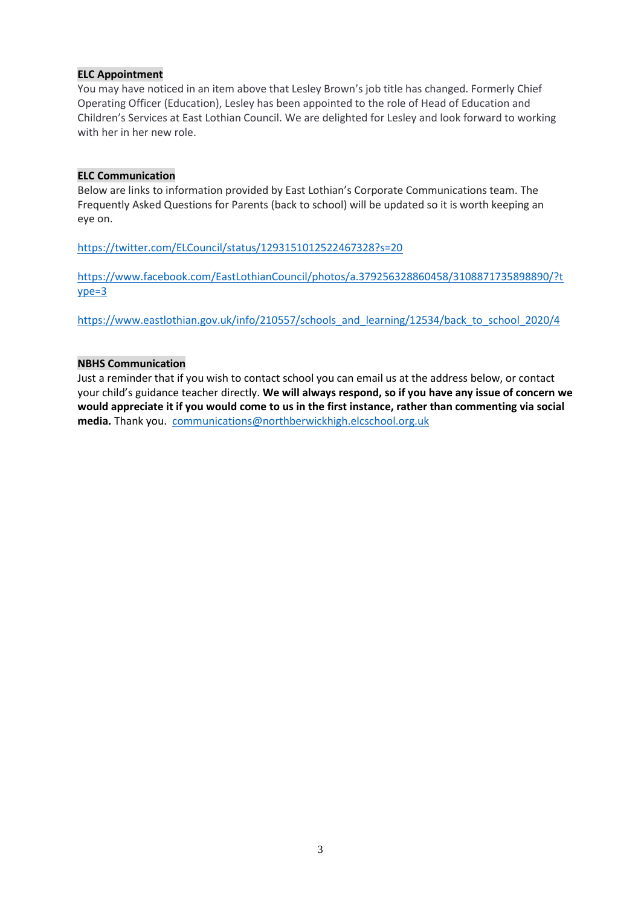**ELC Appointment**

You may have noticed in an item above that Lesley Brown's job title has changed. Formerly Chief Operating Officer (Education), Lesley has been appointed to the role of Head of Education and Children's Services at East Lothian Council. We are delighted for Lesley and look forward to working with her in her new role.

**ELC Communication**

Below are links to information provided by East Lothian's Corporate Communications team. The Frequently Asked Questions for Parents (back to school) will be updated so it is worth keeping an eye on.

https://twitter.com/ELCouncil/status/1293151012522467328?s=20

https://www.facebook.com/EastLothianCouncil/photos/a.379256328860458/3108871735898890/?type=3

https://www.eastlothian.gov.uk/info/210557/schools_and_learning/12534/back_to_school_2020/4

**NBHS Communication**

Just a reminder that if you wish to contact school you can email us at the address below, or contact your child's guidance teacher directly. **We will always respond, so if you have any issue of concern we would appreciate it if you would come to us in the first instance, rather than commenting via social media.** Thank you. communications@northberwickhigh.elcschool.org.uk